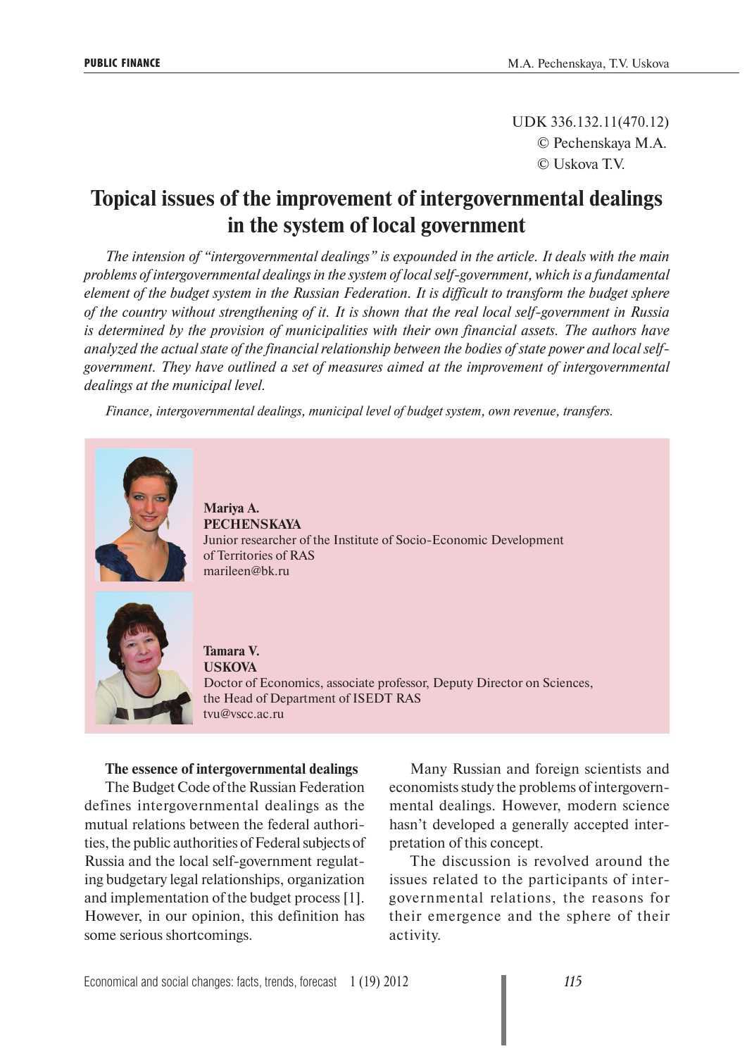UDK 336.132.11(470.12)
© Pechenskaya M.A.
© Uskova T.V.

# Topical issues of the improvement of intergovernmental dealings in the system of local government

*The intension of "intergovernmental dealings" is expounded in the article. It deals with the main problems of intergovernmental dealings in the system of local self-government, which is a fundamental element of the budget system in the Russian Federation. It is difficult to transform the budget sphere of the country without strengthening of it. It is shown that the real local self-government in Russia is determined by the provision of municipalities with their own financial assets. The authors have analyzed the actual state of the financial relationship between the bodies of state power and local self-government. They have outlined a set of measures aimed at the improvement of intergovernmental dealings at the municipal level.*

*Finance, intergovernmental dealings, municipal level of budget system, own revenue, transfers.*

**Mariya A. PECHENSKAYA**
Junior researcher of the Institute of Socio-Economic Development of Territories of RAS
marileen@bk.ru

**Tamara V. USKOVA**
Doctor of Economics, associate professor, Deputy Director on Sciences, the Head of Department of ISEDT RAS
tvu@vscc.ac.ru

## The essence of intergovernmental dealings

The Budget Code of the Russian Federation defines intergovernmental dealings as the mutual relations between the federal authorities, the public authorities of Federal subjects of Russia and the local self-government regulating budgetary legal relationships, organization and implementation of the budget process [1]. However, in our opinion, this definition has some serious shortcomings.

Many Russian and foreign scientists and economists study the problems of intergovernmental dealings. However, modern science hasn't developed a generally accepted interpretation of this concept.

The discussion is revolved around the issues related to the participants of intergovernmental relations, the reasons for their emergence and the sphere of their activity.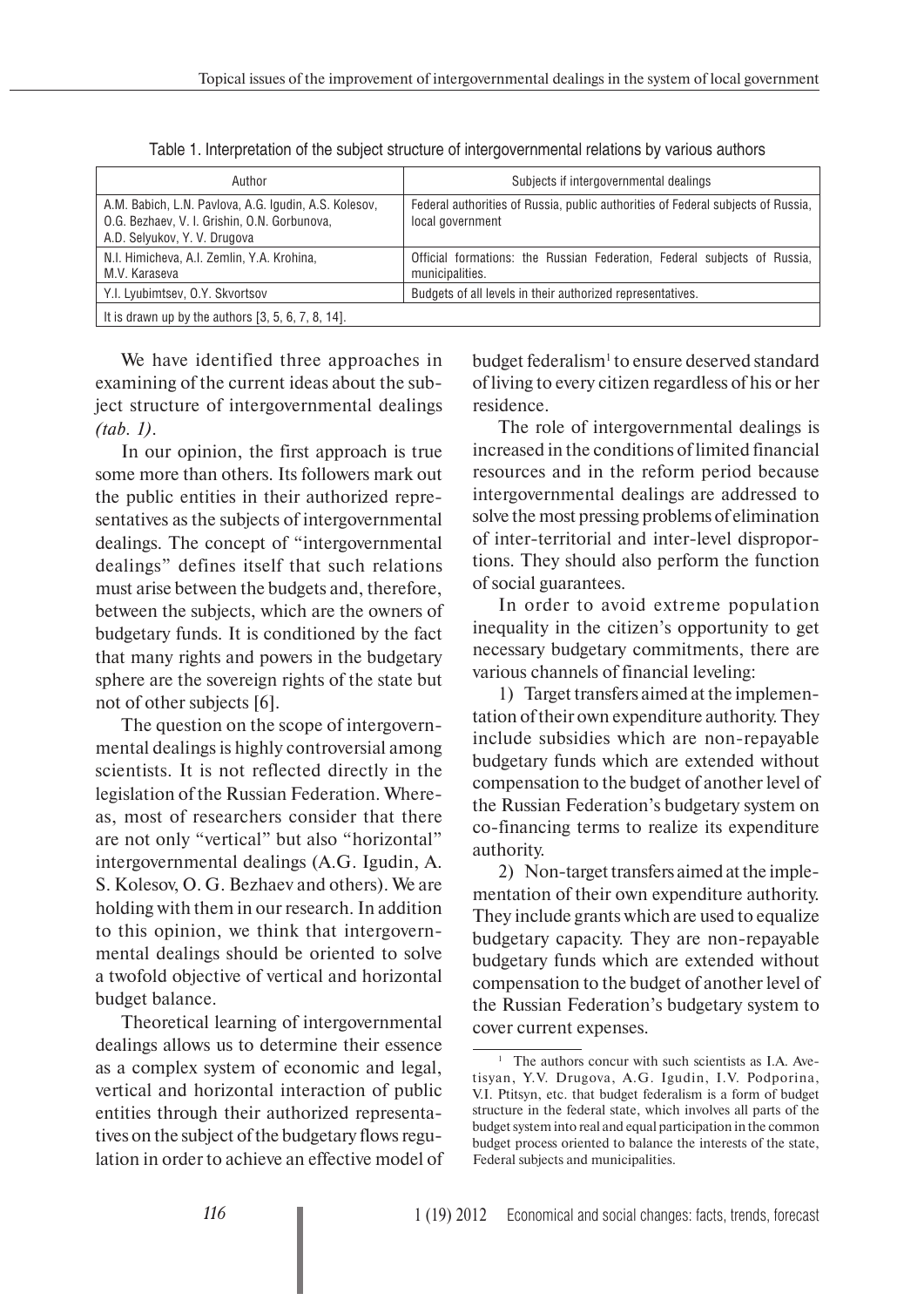Table 1. Interpretation of the subject structure of intergovernmental relations by various authors

| Author | Subjects if intergovernmental dealings |
|---|---|
| A.M. Babich, L.N. Pavlova, A.G. Igudin, A.S. Kolesov, O.G. Bezhaev, V. I. Grishin, O.N. Gorbunova, A.D. Selyukov, Y. V. Drugova | Federal authorities of Russia, public authorities of Federal subjects of Russia, local government |
| N.I. Himicheva, A.I. Zemlin, Y.A. Krohina, M.V. Karaseva | Official formations: the Russian Federation, Federal subjects of Russia, municipalities. |
| Y.I. Lyubimtsev, O.Y. Skvortsov | Budgets of all levels in their authorized representatives. |
| It is drawn up by the authors [3, 5, 6, 7, 8, 14]. | |

We have identified three approaches in examining of the current ideas about the subject structure of intergovernmental dealings *(tab. 1)*.

In our opinion, the first approach is true some more than others. Its followers mark out the public entities in their authorized representatives as the subjects of intergovernmental dealings. The concept of "intergovernmental dealings" defines itself that such relations must arise between the budgets and, therefore, between the subjects, which are the owners of budgetary funds. It is conditioned by the fact that many rights and powers in the budgetary sphere are the sovereign rights of the state but not of other subjects [6].

The question on the scope of intergovernmental dealings is highly controversial among scientists. It is not reflected directly in the legislation of the Russian Federation. Whereas, most of researchers consider that there are not only "vertical" but also "horizontal" intergovernmental dealings (A.G. Igudin, A. S. Kolesov, O. G. Bezhaev and others). We are holding with them in our research. In addition to this opinion, we think that intergovernmental dealings should be oriented to solve a twofold objective of vertical and horizontal budget balance.

Theoretical learning of intergovernmental dealings allows us to determine their essence as a complex system of economic and legal, vertical and horizontal interaction of public entities through their authorized representatives on the subject of the budgetary flows regulation in order to achieve an effective model of budget federalism[1] to ensure deserved standard of living to every citizen regardless of his or her residence.

The role of intergovernmental dealings is increased in the conditions of limited financial resources and in the reform period because intergovernmental dealings are addressed to solve the most pressing problems of elimination of inter-territorial and inter-level disproportions. They should also perform the function of social guarantees.

In order to avoid extreme population inequality in the citizen's opportunity to get necessary budgetary commitments, there are various channels of financial leveling:

1) Target transfers aimed at the implementation of their own expenditure authority. They include subsidies which are non-repayable budgetary funds which are extended without compensation to the budget of another level of the Russian Federation's budgetary system on co-financing terms to realize its expenditure authority.

2) Non-target transfers aimed at the implementation of their own expenditure authority. They include grants which are used to equalize budgetary capacity. They are non-repayable budgetary funds which are extended without compensation to the budget of another level of the Russian Federation's budgetary system to cover current expenses.

[1] The authors concur with such scientists as I.A. Avetisyan, Y.V. Drugova, A.G. Igudin, I.V. Podporina, V.I. Ptitsyn, etc. that budget federalism is a form of budget structure in the federal state, which involves all parts of the budget system into real and equal participation in the common budget process oriented to balance the interests of the state, Federal subjects and municipalities.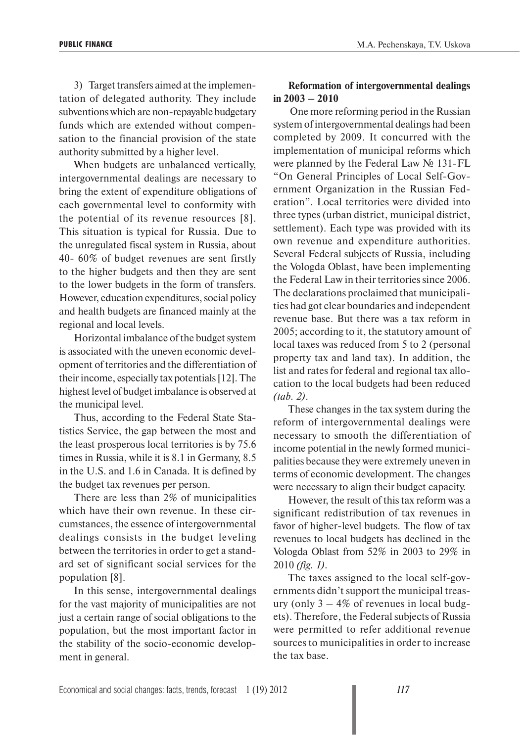3) Target transfers aimed at the implementation of delegated authority. They include subventions which are non-repayable budgetary funds which are extended without compensation to the financial provision of the state authority submitted by a higher level.

When budgets are unbalanced vertically, intergovernmental dealings are necessary to bring the extent of expenditure obligations of each governmental level to conformity with the potential of its revenue resources [8]. This situation is typical for Russia. Due to the unregulated fiscal system in Russia, about 40- 60% of budget revenues are sent firstly to the higher budgets and then they are sent to the lower budgets in the form of transfers. However, education expenditures, social policy and health budgets are financed mainly at the regional and local levels.

Horizontal imbalance of the budget system is associated with the uneven economic development of territories and the differentiation of their income, especially tax potentials [12]. The highest level of budget imbalance is observed at the municipal level.

Thus, according to the Federal State Statistics Service, the gap between the most and the least prosperous local territories is by 75.6 times in Russia, while it is 8.1 in Germany, 8.5 in the U.S. and 1.6 in Canada. It is defined by the budget tax revenues per person.

There are less than 2% of municipalities which have their own revenue. In these circumstances, the essence of intergovernmental dealings consists in the budget leveling between the territories in order to get a standard set of significant social services for the population [8].

In this sense, intergovernmental dealings for the vast majority of municipalities are not just a certain range of social obligations to the population, but the most important factor in the stability of the socio-economic development in general.

## Reformation of intergovernmental dealings in 2003 – 2010

One more reforming period in the Russian system of intergovernmental dealings had been completed by 2009. It concurred with the implementation of municipal reforms which were planned by the Federal Law № 131-FL "On General Principles of Local Self-Government Organization in the Russian Federation". Local territories were divided into three types (urban district, municipal district, settlement). Each type was provided with its own revenue and expenditure authorities. Several Federal subjects of Russia, including the Vologda Oblast, have been implementing the Federal Law in their territories since 2006. The declarations proclaimed that municipalities had got clear boundaries and independent revenue base. But there was a tax reform in 2005; according to it, the statutory amount of local taxes was reduced from 5 to 2 (personal property tax and land tax). In addition, the list and rates for federal and regional tax allocation to the local budgets had been reduced *(tab. 2)*.

These changes in the tax system during the reform of intergovernmental dealings were necessary to smooth the differentiation of income potential in the newly formed municipalities because they were extremely uneven in terms of economic development. The changes were necessary to align their budget capacity.

However, the result of this tax reform was a significant redistribution of tax revenues in favor of higher-level budgets. The flow of tax revenues to local budgets has declined in the Vologda Oblast from 52% in 2003 to 29% in 2010 *(fig. 1)*.

The taxes assigned to the local self-governments didn't support the municipal treasury (only 3 – 4% of revenues in local budgets). Therefore, the Federal subjects of Russia were permitted to refer additional revenue sources to municipalities in order to increase the tax base.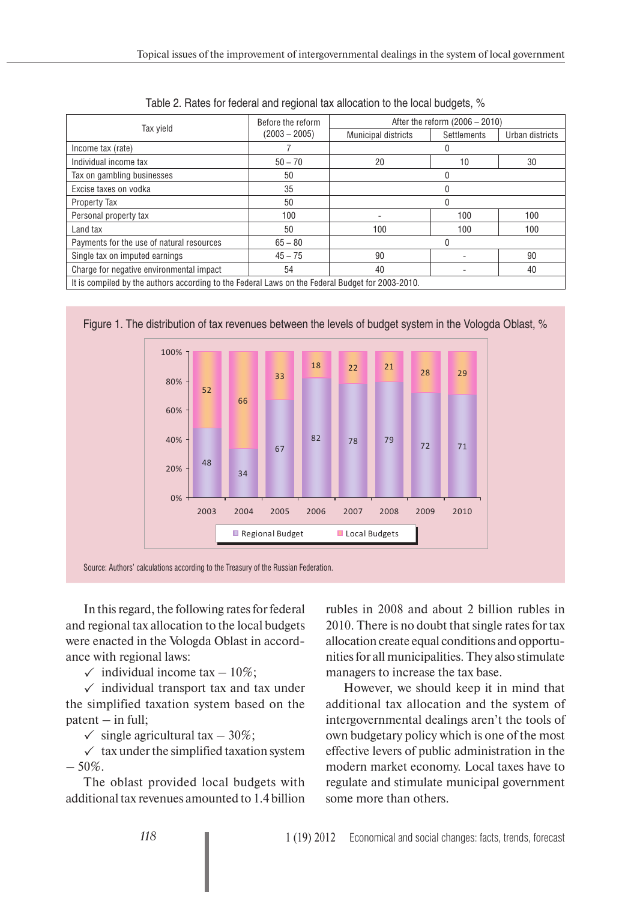Table 2. Rates for federal and regional tax allocation to the local budgets, %

| Tax yield | Before the reform (2003 – 2005) | After the reform (2006 – 2010) | | |
|---|---|---|---|---|
| | | Municipal districts | Settlements | Urban districts |
| Income tax (rate) | 7 | 0 | | |
| Individual income tax | 50 – 70 | 20 | 10 | 30 |
| Tax on gambling businesses | 50 | 0 | | |
| Excise taxes on vodka | 35 | 0 | | |
| Property Tax | 50 | 0 | | |
| Personal property tax | 100 | - | 100 | 100 |
| Land tax | 50 | 100 | 100 | 100 |
| Payments for the use of natural resources | 65 – 80 | 0 | | |
| Single tax on imputed earnings | 45 – 75 | 90 | - | 90 |
| Charge for negative environmental impact | 54 | 40 | - | 40 |

It is compiled by the authors according to the Federal Laws on the Federal Budget for 2003-2010.

Figure 1. The distribution of tax revenues between the levels of budget system in the Vologda Oblast, %

| | 2003 | 2004 | 2005 | 2006 | 2007 | 2008 | 2009 | 2010 |
|---|---|---|---|---|---|---|---|---|
| Regional Budget | 48 | 34 | 67 | 82 | 78 | 79 | 72 | 71 |
| Local Budgets | 52 | 66 | 33 | 18 | 22 | 21 | 28 | 29 |

Source: Authors' calculations according to the Treasury of the Russian Federation.

In this regard, the following rates for federal and regional tax allocation to the local budgets were enacted in the Vologda Oblast in accordance with regional laws:

✓ individual income tax – 10%;

✓ individual transport tax and tax under the simplified taxation system based on the patent – in full;

✓ single agricultural tax – 30%;

✓ tax under the simplified taxation system – 50%.

The oblast provided local budgets with additional tax revenues amounted to 1.4 billion rubles in 2008 and about 2 billion rubles in 2010. There is no doubt that single rates for tax allocation create equal conditions and opportunities for all municipalities. They also stimulate managers to increase the tax base.

However, we should keep it in mind that additional tax allocation and the system of intergovernmental dealings aren't the tools of own budgetary policy which is one of the most effective levers of public administration in the modern market economy. Local taxes have to regulate and stimulate municipal government some more than others.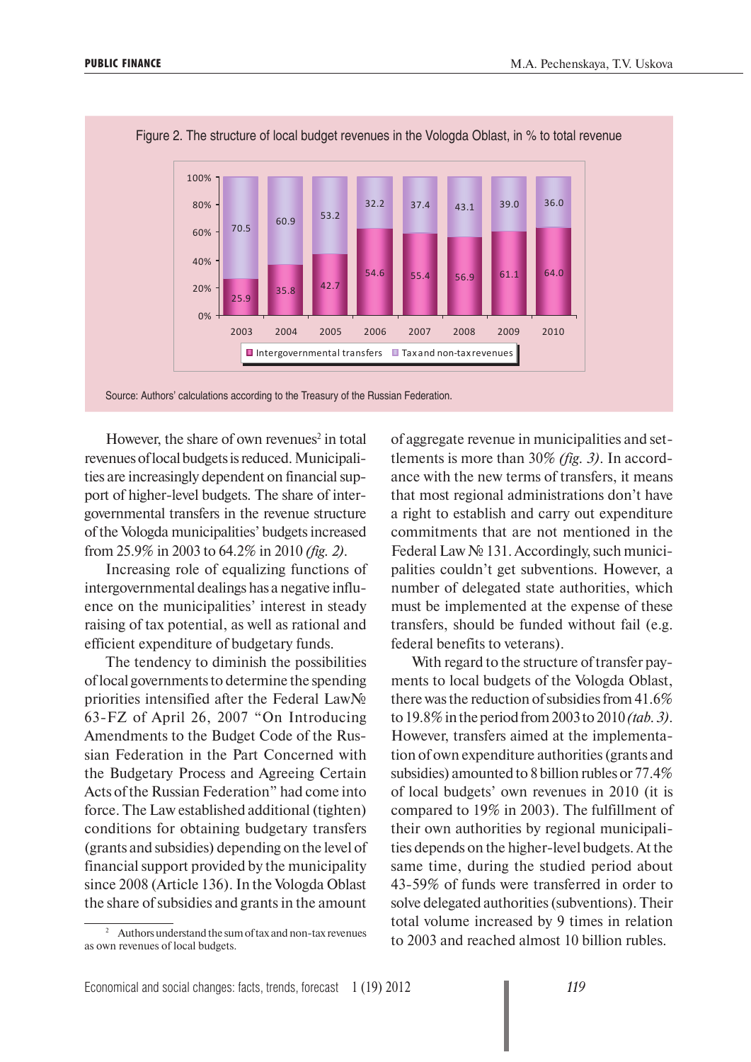Figure 2. The structure of local budget revenues in the Vologda Oblast, in % to total revenue

| Year | Intergovernmental transfers | Tax and non-tax revenues |
|---|---|---|
| 2003 | 25.9 | 70.5 |
| 2004 | 35.8 | 60.9 |
| 2005 | 42.7 | 53.2 |
| 2006 | 54.6 | 32.2 |
| 2007 | 55.4 | 37.4 |
| 2008 | 56.9 | 43.1 |
| 2009 | 61.1 | 39.0 |
| 2010 | 64.0 | 36.0 |

Source: Authors' calculations according to the Treasury of the Russian Federation.

However, the share of own revenues[2] in total revenues of local budgets is reduced. Municipalities are increasingly dependent on financial support of higher-level budgets. The share of intergovernmental transfers in the revenue structure of the Vologda municipalities' budgets increased from 25.9% in 2003 to 64.2% in 2010 *(fig. 2)*.

Increasing role of equalizing functions of intergovernmental dealings has a negative influence on the municipalities' interest in steady raising of tax potential, as well as rational and efficient expenditure of budgetary funds.

The tendency to diminish the possibilities of local governments to determine the spending priorities intensified after the Federal Law№ 63-FZ of April 26, 2007 "On Introducing Amendments to the Budget Code of the Russian Federation in the Part Concerned with the Budgetary Process and Agreeing Certain Acts of the Russian Federation" had come into force. The Law established additional (tighten) conditions for obtaining budgetary transfers (grants and subsidies) depending on the level of financial support provided by the municipality since 2008 (Article 136). In the Vologda Oblast the share of subsidies and grants in the amount of aggregate revenue in municipalities and settlements is more than 30% *(fig. 3)*. In accordance with the new terms of transfers, it means that most regional administrations don't have a right to establish and carry out expenditure commitments that are not mentioned in the Federal Law № 131. Accordingly, such municipalities couldn't get subventions. However, a number of delegated state authorities, which must be implemented at the expense of these transfers, should be funded without fail (e.g. federal benefits to veterans).

With regard to the structure of transfer payments to local budgets of the Vologda Oblast, there was the reduction of subsidies from 41.6% to 19.8% in the period from 2003 to 2010 *(tab. 3)*. However, transfers aimed at the implementation of own expenditure authorities (grants and subsidies) amounted to 8 billion rubles or 77.4% of local budgets' own revenues in 2010 (it is compared to 19% in 2003). The fulfillment of their own authorities by regional municipalities depends on the higher-level budgets. At the same time, during the studied period about 43-59% of funds were transferred in order to solve delegated authorities (subventions). Their total volume increased by 9 times in relation to 2003 and reached almost 10 billion rubles.

[2] Authors understand the sum of tax and non-tax revenues as own revenues of local budgets.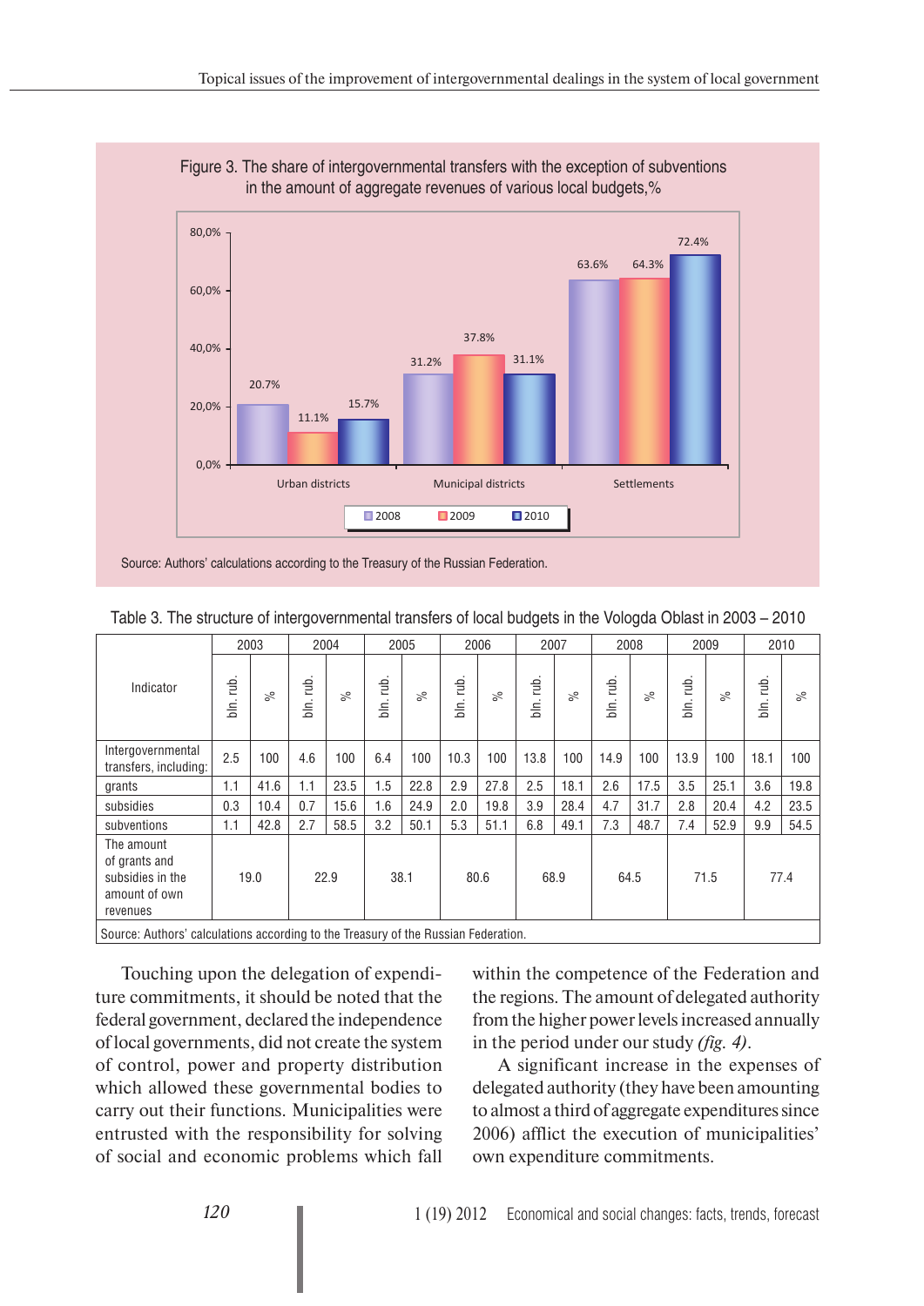Figure 3. The share of intergovernmental transfers with the exception of subventions in the amount of aggregate revenues of various local budgets,%

Source: Authors' calculations according to the Treasury of the Russian Federation.

Table 3. The structure of intergovernmental transfers of local budgets in the Vologda Oblast in 2003 – 2010

| Indicator | 2003 | | 2004 | | 2005 | | 2006 | | 2007 | | 2008 | | 2009 | | 2010 | |
|---|---|---|---|---|---|---|---|---|---|---|---|---|---|---|---|---|
| | bln. rub. | % | bln. rub. | % | bln. rub. | % | bln. rub. | % | bln. rub. | % | bln. rub. | % | bln. rub. | % | bln. rub. | % |
| Intergovernmental transfers, including: | 2.5 | 100 | 4.6 | 100 | 6.4 | 100 | 10.3 | 100 | 13.8 | 100 | 14.9 | 100 | 13.9 | 100 | 18.1 | 100 |
| grants | 1.1 | 41.6 | 1.1 | 23.5 | 1.5 | 22.8 | 2.9 | 27.8 | 2.5 | 18.1 | 2.6 | 17.5 | 3.5 | 25.1 | 3.6 | 19.8 |
| subsidies | 0.3 | 10.4 | 0.7 | 15.6 | 1.6 | 24.9 | 2.0 | 19.8 | 3.9 | 28.4 | 4.7 | 31.7 | 2.8 | 20.4 | 4.2 | 23.5 |
| subventions | 1.1 | 42.8 | 2.7 | 58.5 | 3.2 | 50.1 | 5.3 | 51.1 | 6.8 | 49.1 | 7.3 | 48.7 | 7.4 | 52.9 | 9.9 | 54.5 |
| The amount of grants and subsidies in the amount of own revenues | 19.0 | | 22.9 | | 38.1 | | 80.6 | | 68.9 | | 64.5 | | 71.5 | | 77.4 | |

Source: Authors' calculations according to the Treasury of the Russian Federation.

Touching upon the delegation of expenditure commitments, it should be noted that the federal government, declared the independence of local governments, did not create the system of control, power and property distribution which allowed these governmental bodies to carry out their functions. Municipalities were entrusted with the responsibility for solving of social and economic problems which fall within the competence of the Federation and the regions. The amount of delegated authority from the higher power levels increased annually in the period under our study *(fig. 4)*.

A significant increase in the expenses of delegated authority (they have been amounting to almost a third of aggregate expenditures since 2006) afflict the execution of municipalities' own expenditure commitments.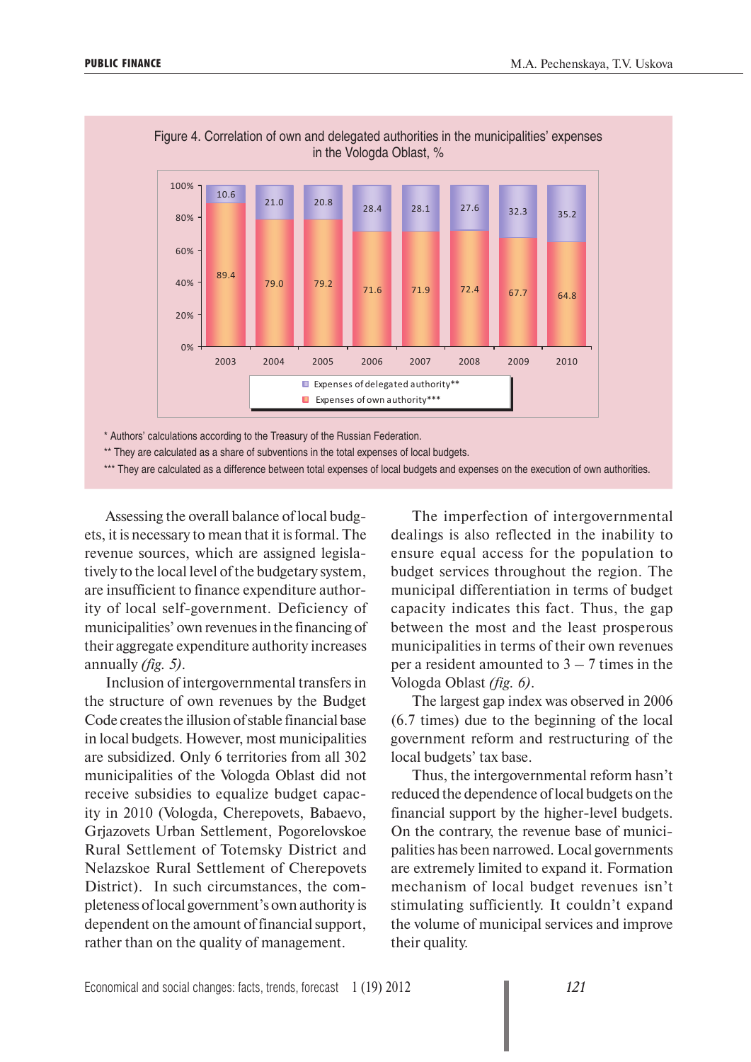Figure 4. Correlation of own and delegated authorities in the municipalities' expenses in the Vologda Oblast, %

| Year | Expenses of delegated authority** | Expenses of own authority*** |
|---|---|---|
| 2003 | 10.6 | 89.4 |
| 2004 | 21.0 | 79.0 |
| 2005 | 20.8 | 79.2 |
| 2006 | 28.4 | 71.6 |
| 2007 | 28.1 | 71.9 |
| 2008 | 27.6 | 72.4 |
| 2009 | 32.3 | 67.7 |
| 2010 | 35.2 | 64.8 |

\* Authors' calculations according to the Treasury of the Russian Federation.

** They are calculated as a share of subventions in the total expenses of local budgets.

*** They are calculated as a difference between total expenses of local budgets and expenses on the execution of own authorities.

Assessing the overall balance of local budgets, it is necessary to mean that it is formal. The revenue sources, which are assigned legislatively to the local level of the budgetary system, are insufficient to finance expenditure authority of local self-government. Deficiency of municipalities' own revenues in the financing of their aggregate expenditure authority increases annually *(fig. 5)*.

Inclusion of intergovernmental transfers in the structure of own revenues by the Budget Code creates the illusion of stable financial base in local budgets. However, most municipalities are subsidized. Only 6 territories from all 302 municipalities of the Vologda Oblast did not receive subsidies to equalize budget capacity in 2010 (Vologda, Cherepovets, Babaevo, Grjazovets Urban Settlement, Pogorelovskoe Rural Settlement of Totemsky District and Nelazskoe Rural Settlement of Cherepovets District). In such circumstances, the completeness of local government's own authority is dependent on the amount of financial support, rather than on the quality of management.

The imperfection of intergovernmental dealings is also reflected in the inability to ensure equal access for the population to budget services throughout the region. The municipal differentiation in terms of budget capacity indicates this fact. Thus, the gap between the most and the least prosperous municipalities in terms of their own revenues per a resident amounted to 3 – 7 times in the Vologda Oblast *(fig. 6)*.

The largest gap index was observed in 2006 (6.7 times) due to the beginning of the local government reform and restructuring of the local budgets' tax base.

Thus, the intergovernmental reform hasn't reduced the dependence of local budgets on the financial support by the higher-level budgets. On the contrary, the revenue base of municipalities has been narrowed. Local governments are extremely limited to expand it. Formation mechanism of local budget revenues isn't stimulating sufficiently. It couldn't expand the volume of municipal services and improve their quality.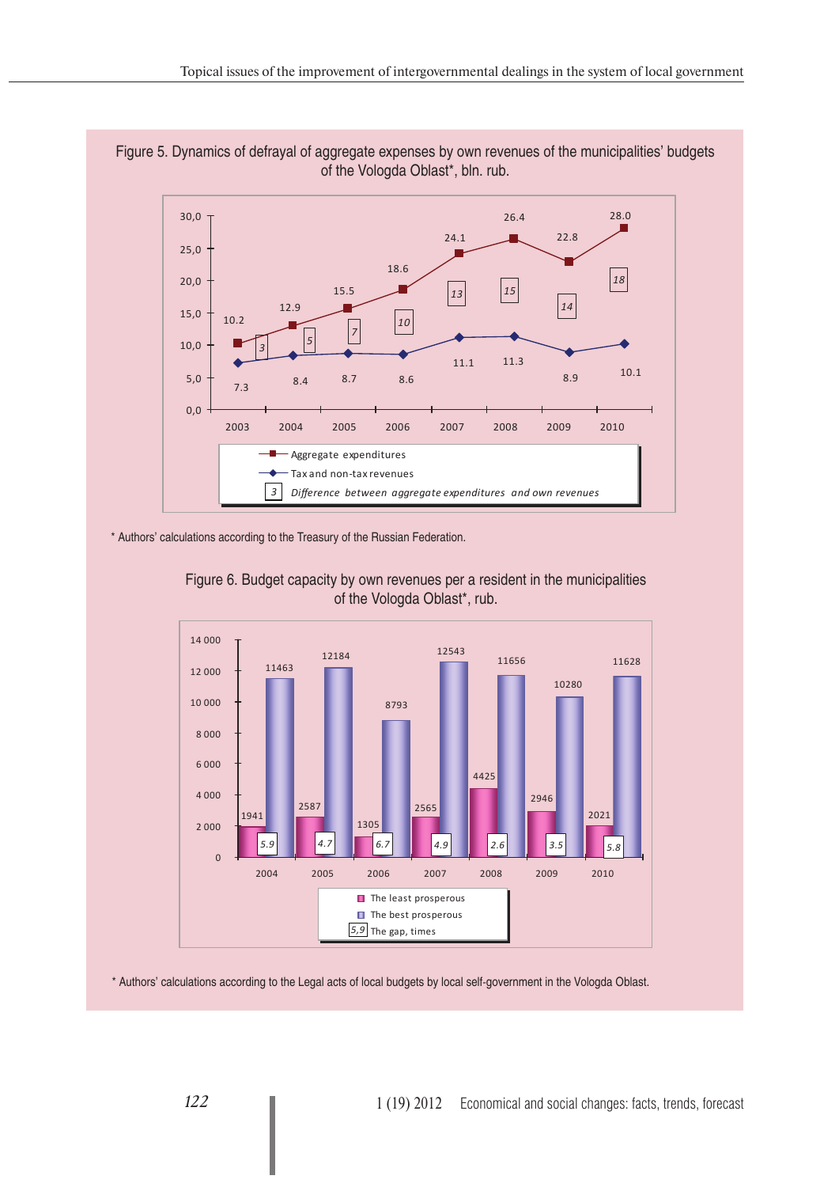Figure 5. Dynamics of defrayal of aggregate expenses by own revenues of the municipalities' budgets of the Vologda Oblast*, bln. rub.

| Year | Aggregate expenditures | Tax and non-tax revenues | Difference between aggregate expenditures and own revenues |
|---|---|---|---|
| 2003 | 10.2 | 7.3 | 3 |
| 2004 | 12.9 | 8.4 | 5 |
| 2005 | 15.5 | 8.7 | 7 |
| 2006 | 18.6 | 8.6 | 10 |
| 2007 | 24.1 | 11.1 | 13 |
| 2008 | 26.4 | 11.3 | 15 |
| 2009 | 22.8 | 8.9 | 14 |
| 2010 | 28.0 | 10.1 | 18 |

\* Authors' calculations according to the Treasury of the Russian Federation.

Figure 6. Budget capacity by own revenues per a resident in the municipalities of the Vologda Oblast*, rub.

| Year | The least prosperous | The best prosperous | The gap, times |
|---|---|---|---|
| 2004 | 1941 | 11463 | 5.9 |
| 2005 | 2587 | 12184 | 4.7 |
| 2006 | 1305 | 8793 | 6.7 |
| 2007 | 2565 | 12543 | 4.9 |
| 2008 | 4425 | 11656 | 2.6 |
| 2009 | 2946 | 10280 | 3.5 |
| 2010 | 2021 | 11628 | 5.8 |

\* Authors' calculations according to the Legal acts of local budgets by local self-government in the Vologda Oblast.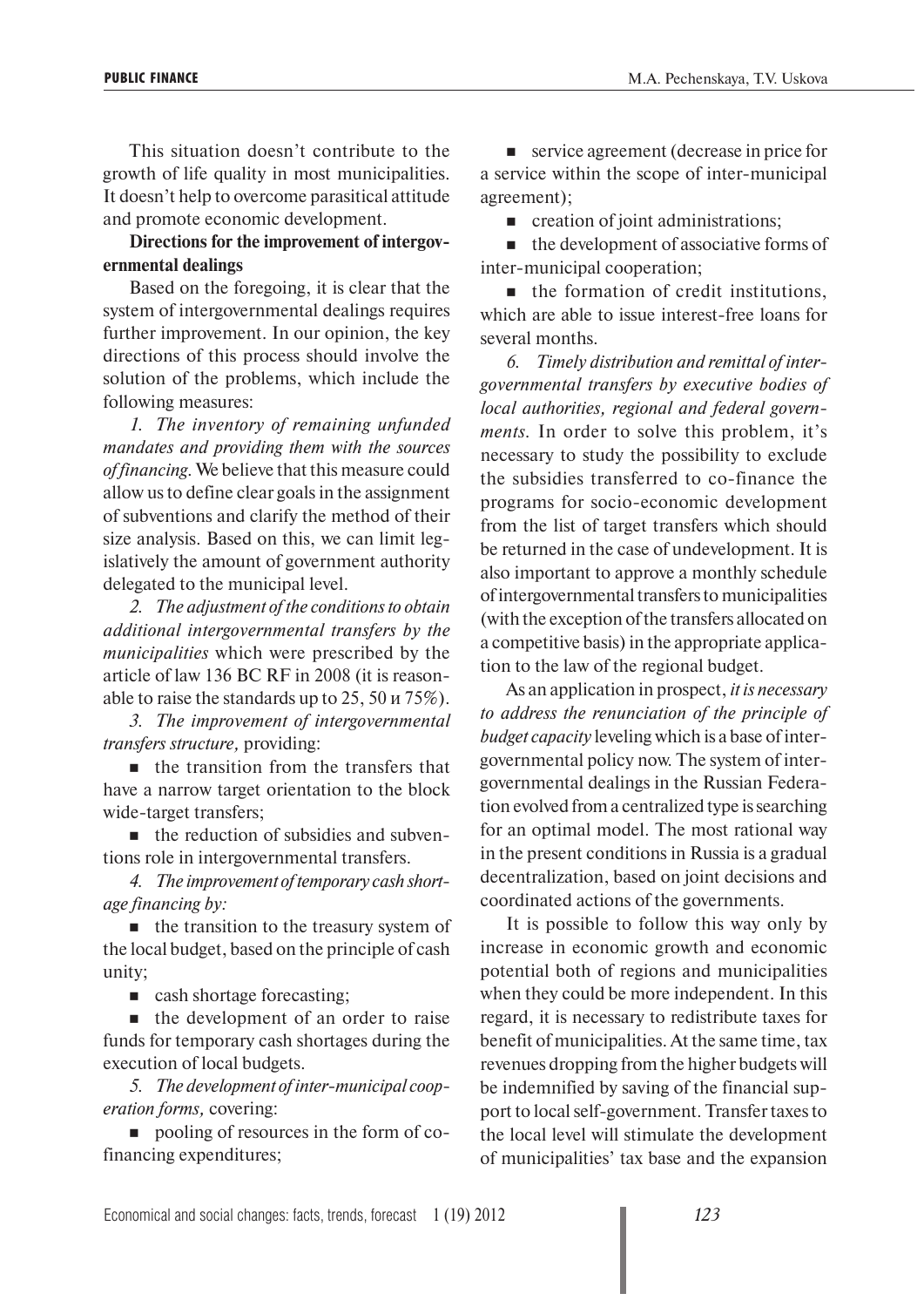This situation doesn't contribute to the growth of life quality in most municipalities. It doesn't help to overcome parasitical attitude and promote economic development.

**Directions for the improvement of intergovernmental dealings**

Based on the foregoing, it is clear that the system of intergovernmental dealings requires further improvement. In our opinion, the key directions of this process should involve the solution of the problems, which include the following measures:

*1. The inventory of remaining unfunded mandates and providing them with the sources of financing.* We believe that this measure could allow us to define clear goals in the assignment of subventions and clarify the method of their size analysis. Based on this, we can limit legislatively the amount of government authority delegated to the municipal level.

*2. The adjustment of the conditions to obtain additional intergovernmental transfers by the municipalities* which were prescribed by the article of law 136 BC RF in 2008 (it is reasonable to raise the standards up to 25, 50 и 75%).

*3. The improvement of intergovernmental transfers structure,* providing:

- the transition from the transfers that have a narrow target orientation to the block wide-target transfers;
- the reduction of subsidies and subventions role in intergovernmental transfers.

*4. The improvement of temporary cash shortage financing by:*

- the transition to the treasury system of the local budget, based on the principle of cash unity;
- cash shortage forecasting;
- the development of an order to raise funds for temporary cash shortages during the execution of local budgets.

*5. The development of inter-municipal cooperation forms,* covering:

- pooling of resources in the form of co-financing expenditures;
- service agreement (decrease in price for a service within the scope of inter-municipal agreement);
- creation of joint administrations;
- the development of associative forms of inter-municipal cooperation;
- the formation of credit institutions, which are able to issue interest-free loans for several months.

*6. Timely distribution and remittal of intergovernmental transfers by executive bodies of local authorities, regional and federal governments.* In order to solve this problem, it's necessary to study the possibility to exclude the subsidies transferred to co-finance the programs for socio-economic development from the list of target transfers which should be returned in the case of undevelopment. It is also important to approve a monthly schedule of intergovernmental transfers to municipalities (with the exception of the transfers allocated on a competitive basis) in the appropriate application to the law of the regional budget.

As an application in prospect, *it is necessary to address the renunciation of the principle of budget capacity* leveling which is a base of intergovernmental policy now. The system of intergovernmental dealings in the Russian Federation evolved from a centralized type is searching for an optimal model. The most rational way in the present conditions in Russia is a gradual decentralization, based on joint decisions and coordinated actions of the governments.

It is possible to follow this way only by increase in economic growth and economic potential both of regions and municipalities when they could be more independent. In this regard, it is necessary to redistribute taxes for benefit of municipalities. At the same time, tax revenues dropping from the higher budgets will be indemnified by saving of the financial support to local self-government. Transfer taxes to the local level will stimulate the development of municipalities' tax base and the expansion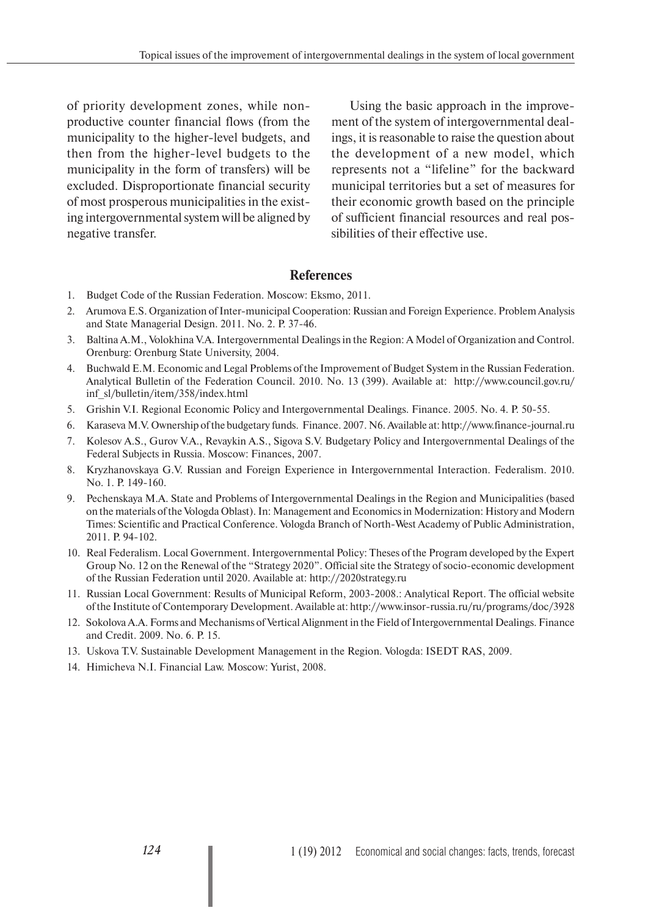of priority development zones, while non-productive counter financial flows (from the municipality to the higher-level budgets, and then from the higher-level budgets to the municipality in the form of transfers) will be excluded. Disproportionate financial security of most prosperous municipalities in the existing intergovernmental system will be aligned by negative transfer.

Using the basic approach in the improvement of the system of intergovernmental dealings, it is reasonable to raise the question about the development of a new model, which represents not a "lifeline" for the backward municipal territories but a set of measures for their economic growth based on the principle of sufficient financial resources and real possibilities of their effective use.

## References

1. Budget Code of the Russian Federation. Moscow: Eksmo, 2011.
2. Arumova E.S. Organization of Inter-municipal Cooperation: Russian and Foreign Experience. Problem Analysis and State Managerial Design. 2011. No. 2. P. 37-46.
3. Baltina A.M., Volokhina V.A. Intergovernmental Dealings in the Region: A Model of Organization and Control. Orenburg: Orenburg State University, 2004.
4. Buchwald E.M. Economic and Legal Problems of the Improvement of Budget System in the Russian Federation. Analytical Bulletin of the Federation Council. 2010. No. 13 (399). Available at: http://www.council.gov.ru/inf_sl/bulletin/item/358/index.html
5. Grishin V.I. Regional Economic Policy and Intergovernmental Dealings. Finance. 2005. No. 4. P. 50-55.
6. Karaseva M.V. Ownership of the budgetary funds. Finance. 2007. N6. Available at: http://www.finance-journal.ru
7. Kolesov A.S., Gurov V.A., Revaykin A.S., Sigova S.V. Budgetary Policy and Intergovernmental Dealings of the Federal Subjects in Russia. Moscow: Finances, 2007.
8. Kryzhanovskaya G.V. Russian and Foreign Experience in Intergovernmental Interaction. Federalism. 2010. No. 1. P. 149-160.
9. Pechenskaya M.A. State and Problems of Intergovernmental Dealings in the Region and Municipalities (based on the materials of the Vologda Oblast). In: Management and Economics in Modernization: History and Modern Times: Scientific and Practical Conference. Vologda Branch of North-West Academy of Public Administration, 2011. P. 94-102.
10. Real Federalism. Local Government. Intergovernmental Policy: Theses of the Program developed by the Expert Group No. 12 on the Renewal of the "Strategy 2020". Official site the Strategy of socio-economic development of the Russian Federation until 2020. Available at: http://2020strategy.ru
11. Russian Local Government: Results of Municipal Reform, 2003-2008.: Analytical Report. The official website of the Institute of Contemporary Development. Available at: http://www.insor-russia.ru/ru/programs/doc/3928
12. Sokolova A.A. Forms and Mechanisms of Vertical Alignment in the Field of Intergovernmental Dealings. Finance and Credit. 2009. No. 6. P. 15.
13. Uskova T.V. Sustainable Development Management in the Region. Vologda: ISEDT RAS, 2009.
14. Himicheva N.I. Financial Law. Moscow: Yurist, 2008.